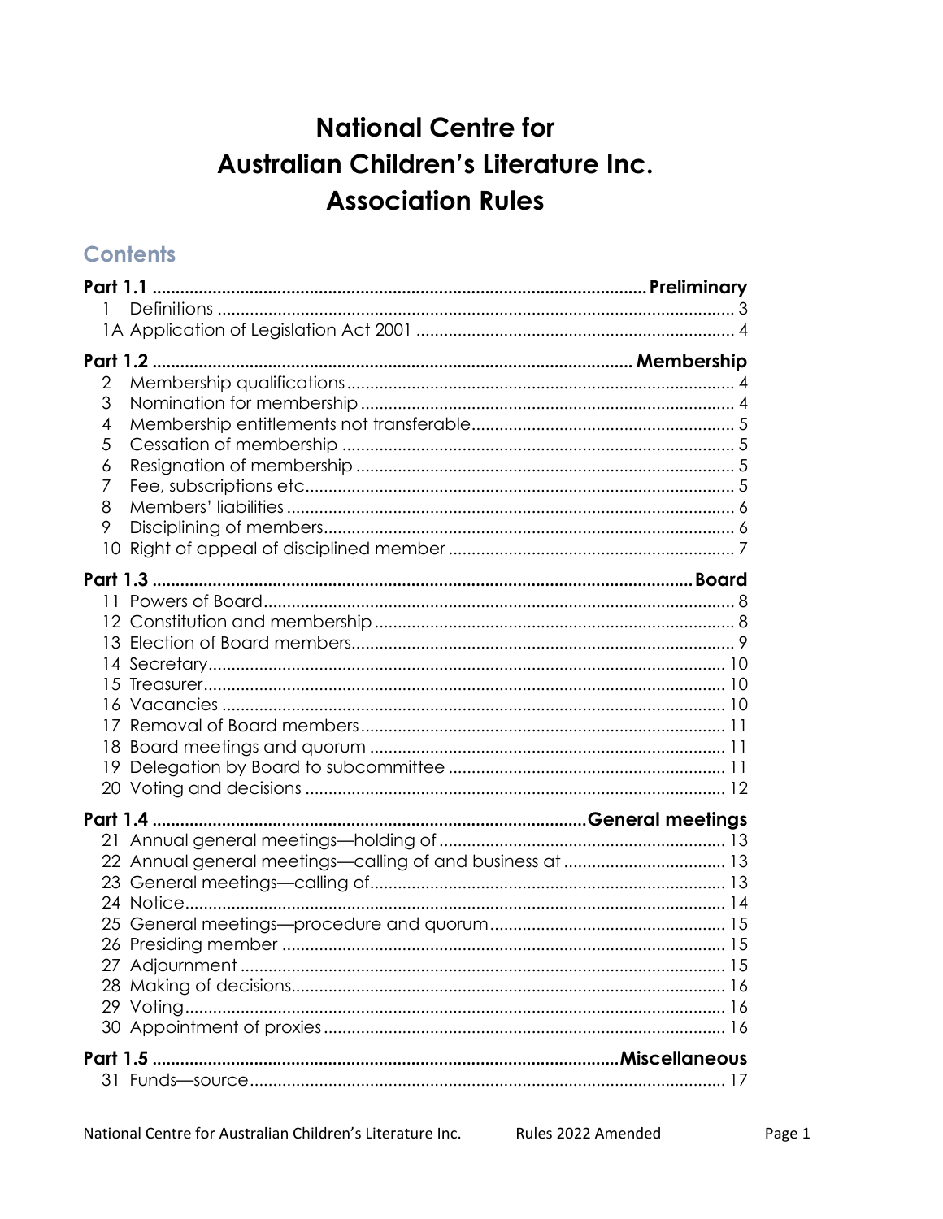# National Centre for Australian Children's Literature Inc. Association Rules

## Contents

| | | |
|---|---|---|
| **Part 1.1** | | **Preliminary** |
| 1 | Definitions | 3 |
| 1A | Application of Legislation Act 2001 | 4 |
| **Part 1.2** | | **Membership** |
| 2 | Membership qualifications | 4 |
| 3 | Nomination for membership | 4 |
| 4 | Membership entitlements not transferable | 5 |
| 5 | Cessation of membership | 5 |
| 6 | Resignation of membership | 5 |
| 7 | Fee, subscriptions etc | 5 |
| 8 | Members' liabilities | 6 |
| 9 | Disciplining of members | 6 |
| 10 | Right of appeal of disciplined member | 7 |
| **Part 1.3** | | **Board** |
| 11 | Powers of Board | 8 |
| 12 | Constitution and membership | 8 |
| 13 | Election of Board members | 9 |
| 14 | Secretary | 10 |
| 15 | Treasurer | 10 |
| 16 | Vacancies | 10 |
| 17 | Removal of Board members | 11 |
| 18 | Board meetings and quorum | 11 |
| 19 | Delegation by Board to subcommittee | 11 |
| 20 | Voting and decisions | 12 |
| **Part 1.4** | | **General meetings** |
| 21 | Annual general meetings—holding of | 13 |
| 22 | Annual general meetings—calling of and business at | 13 |
| 23 | General meetings—calling of | 13 |
| 24 | Notice | 14 |
| 25 | General meetings—procedure and quorum | 15 |
| 26 | Presiding member | 15 |
| 27 | Adjournment | 15 |
| 28 | Making of decisions | 16 |
| 29 | Voting | 16 |
| 30 | Appointment of proxies | 16 |
| **Part 1.5** | | **Miscellaneous** |
| 31 | Funds—source | 17 |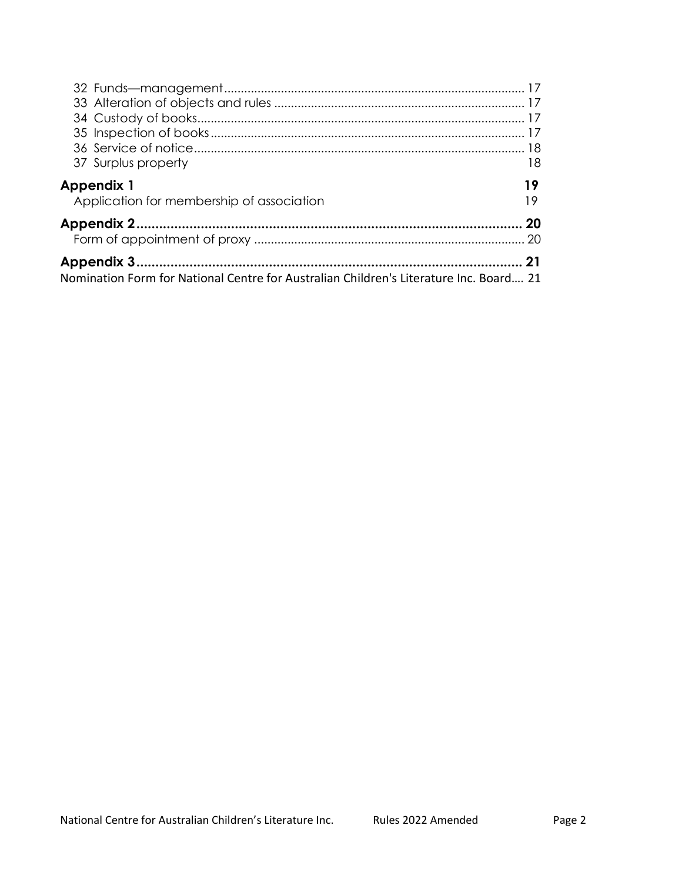32 Funds—management ........................................................................................ 17
33 Alteration of objects and rules .......................................................................... 17
34 Custody of books.............................................................................................. 17
35 Inspection of books ........................................................................................... 17
36 Service of notice................................................................................................ 18
37 Surplus property 18

**Appendix 1** **19**
Application for membership of association 19

**Appendix 2..................................................................................................... 20**
Form of appointment of proxy ............................................................................... 20

**Appendix 3..................................................................................................... 21**
Nomination Form for National Centre for Australian Children's Literature Inc. Board.... 21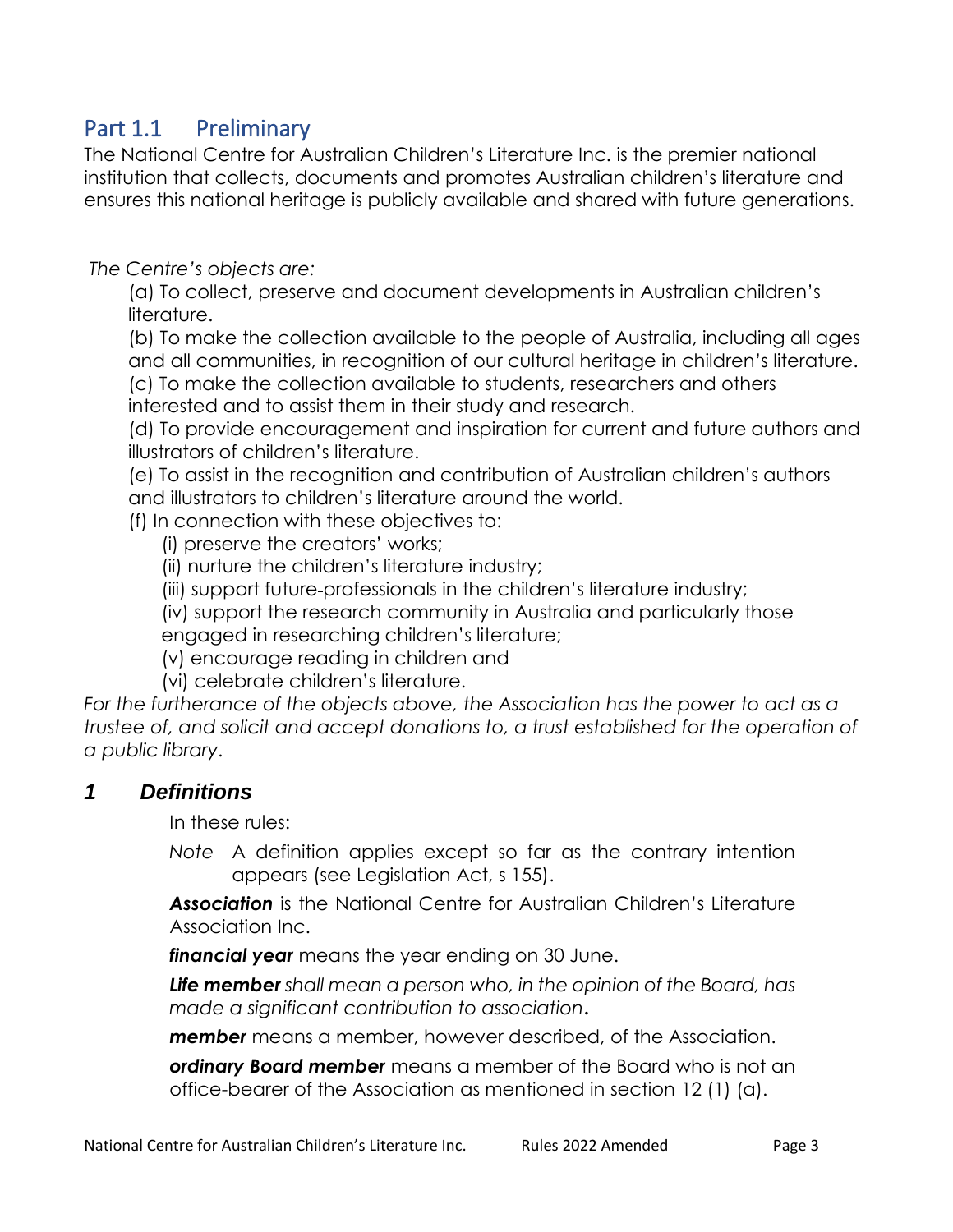## Part 1.1 Preliminary

The National Centre for Australian Children's Literature Inc. is the premier national institution that collects, documents and promotes Australian children's literature and ensures this national heritage is publicly available and shared with future generations.

*The Centre's objects are:*

(a) To collect, preserve and document developments in Australian children's literature.

(b) To make the collection available to the people of Australia, including all ages and all communities, in recognition of our cultural heritage in children's literature.

(c) To make the collection available to students, researchers and others interested and to assist them in their study and research.

(d) To provide encouragement and inspiration for current and future authors and illustrators of children's literature.

(e) To assist in the recognition and contribution of Australian children's authors and illustrators to children's literature around the world.

(f) In connection with these objectives to:

- (i) preserve the creators' works;
- (ii) nurture the children's literature industry;
- (iii) support future-professionals in the children's literature industry;
- (iv) support the research community in Australia and particularly those engaged in researching children's literature;
- (v) encourage reading in children and
- (vi) celebrate children's literature.

*For the furtherance of the objects above, the Association has the power to act as a trustee of, and solicit and accept donations to, a trust established for the operation of a public library.*

### 1 Definitions

In these rules:

*Note* A definition applies except so far as the contrary intention appears (see Legislation Act, s 155).

***Association*** is the National Centre for Australian Children's Literature Association Inc.

***financial year*** means the year ending on 30 June.

***Life member*** *shall mean a person who, in the opinion of the Board, has made a significant contribution to association.*

***member*** means a member, however described, of the Association.

***ordinary Board member*** means a member of the Board who is not an office-bearer of the Association as mentioned in section 12 (1) (a).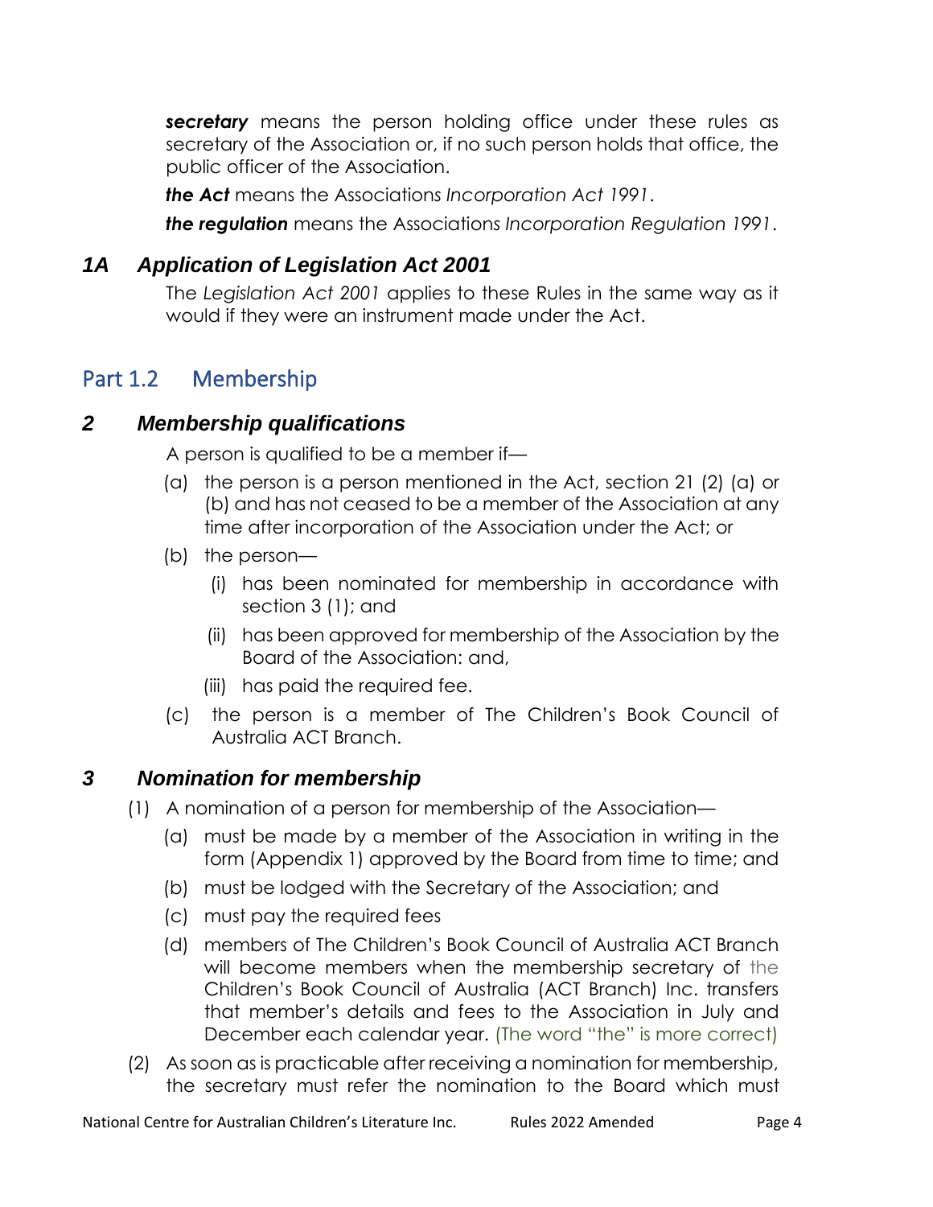***secretary*** means the person holding office under these rules as secretary of the Association or, if no such person holds that office, the public officer of the Association.

***the Act*** means the Associations *Incorporation Act 1991*.

***the regulation*** means the Associations *Incorporation Regulation 1991*.

### *1A Application of Legislation Act 2001*

The *Legislation Act 2001* applies to these Rules in the same way as it would if they were an instrument made under the Act.

## Part 1.2 Membership

### *2 Membership qualifications*

A person is qualified to be a member if—

(a) the person is a person mentioned in the Act, section 21 (2) (a) or (b) and has not ceased to be a member of the Association at any time after incorporation of the Association under the Act; or

(b) the person—

(i) has been nominated for membership in accordance with section 3 (1); and

(ii) has been approved for membership of the Association by the Board of the Association: and,

(iii) has paid the required fee.

(c) the person is a member of The Children's Book Council of Australia ACT Branch.

### *3 Nomination for membership*

(1) A nomination of a person for membership of the Association—

(a) must be made by a member of the Association in writing in the form (Appendix 1) approved by the Board from time to time; and

(b) must be lodged with the Secretary of the Association; and

(c) must pay the required fees

(d) members of The Children's Book Council of Australia ACT Branch will become members when the membership secretary of the Children's Book Council of Australia (ACT Branch) Inc. transfers that member's details and fees to the Association in July and December each calendar year. (The word "the" is more correct)

(2) As soon as is practicable after receiving a nomination for membership, the secretary must refer the nomination to the Board which must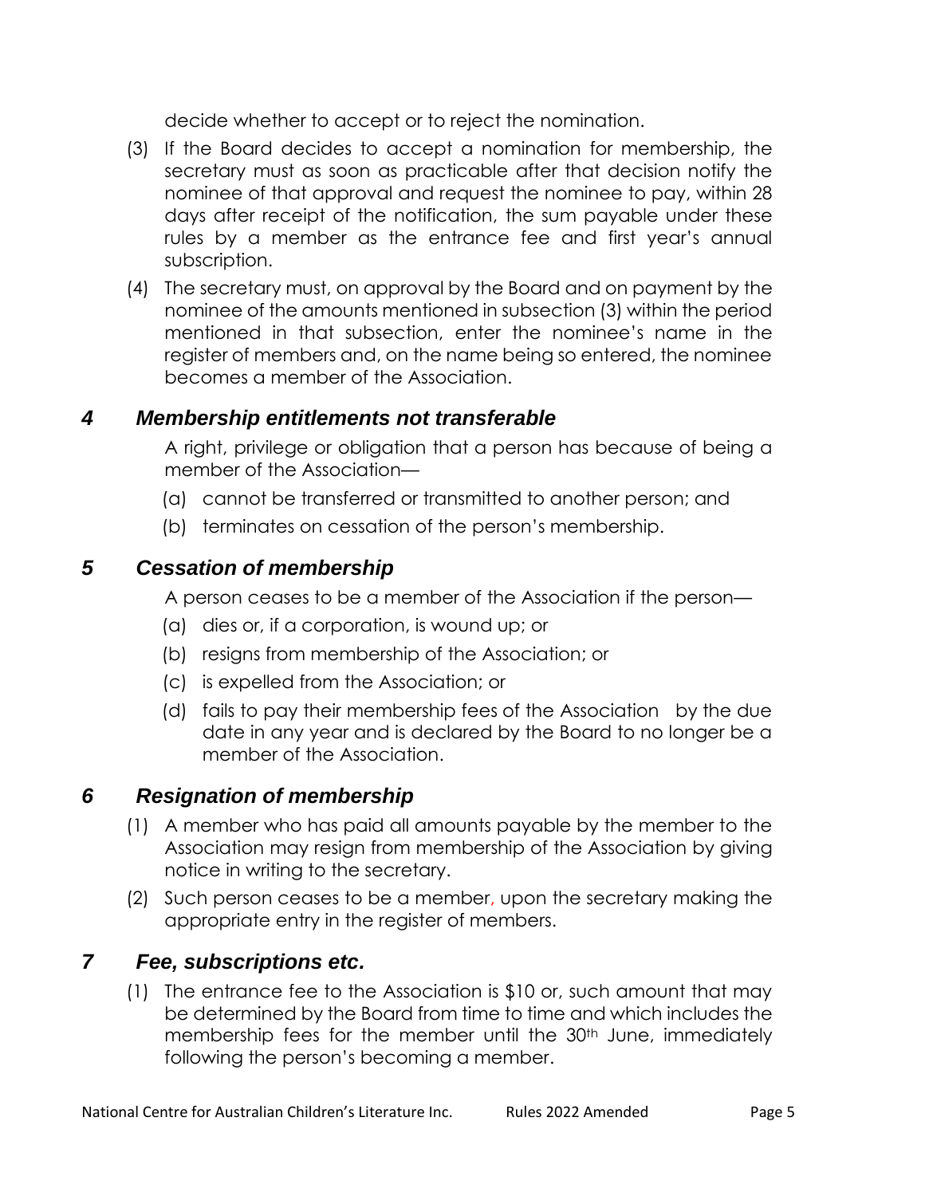decide whether to accept or to reject the nomination.

(3) If the Board decides to accept a nomination for membership, the secretary must as soon as practicable after that decision notify the nominee of that approval and request the nominee to pay, within 28 days after receipt of the notification, the sum payable under these rules by a member as the entrance fee and first year's annual subscription.

(4) The secretary must, on approval by the Board and on payment by the nominee of the amounts mentioned in subsection (3) within the period mentioned in that subsection, enter the nominee's name in the register of members and, on the name being so entered, the nominee becomes a member of the Association.

## *4 Membership entitlements not transferable*

A right, privilege or obligation that a person has because of being a member of the Association—

(a) cannot be transferred or transmitted to another person; and

(b) terminates on cessation of the person's membership.

## *5 Cessation of membership*

A person ceases to be a member of the Association if the person—

(a) dies or, if a corporation, is wound up; or

(b) resigns from membership of the Association; or

(c) is expelled from the Association; or

(d) fails to pay their membership fees of the Association by the due date in any year and is declared by the Board to no longer be a member of the Association.

## *6 Resignation of membership*

(1) A member who has paid all amounts payable by the member to the Association may resign from membership of the Association by giving notice in writing to the secretary.

(2) Such person ceases to be a member, upon the secretary making the appropriate entry in the register of members.

## *7 Fee, subscriptions etc.*

(1) The entrance fee to the Association is $10 or, such amount that may be determined by the Board from time to time and which includes the membership fees for the member until the 30th June, immediately following the person's becoming a member.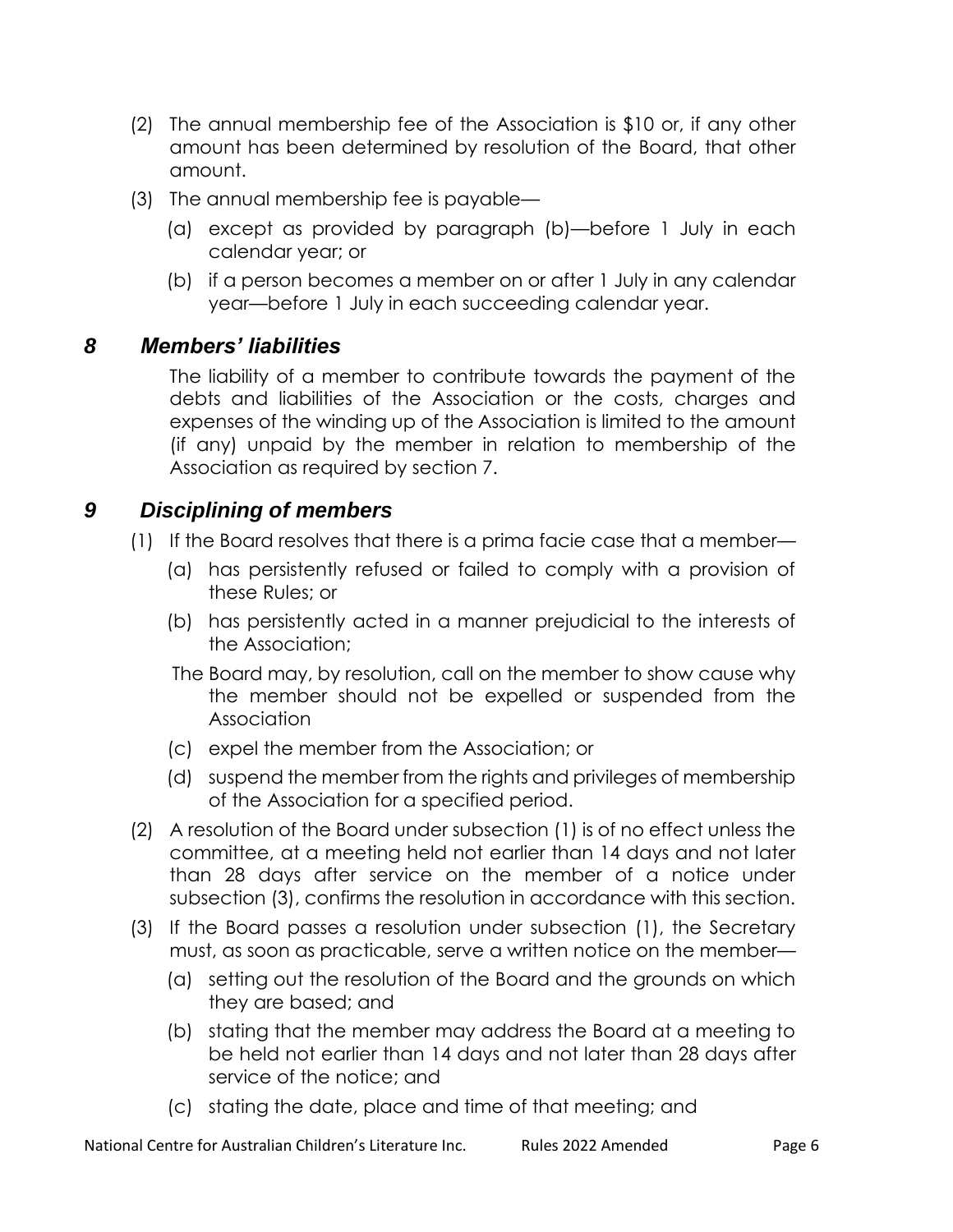(2) The annual membership fee of the Association is $10 or, if any other amount has been determined by resolution of the Board, that other amount.

(3) The annual membership fee is payable—

(a) except as provided by paragraph (b)—before 1 July in each calendar year; or

(b) if a person becomes a member on or after 1 July in any calendar year—before 1 July in each succeeding calendar year.

## *8 Members' liabilities*

The liability of a member to contribute towards the payment of the debts and liabilities of the Association or the costs, charges and expenses of the winding up of the Association is limited to the amount (if any) unpaid by the member in relation to membership of the Association as required by section 7.

## *9 Disciplining of members*

(1) If the Board resolves that there is a prima facie case that a member—

(a) has persistently refused or failed to comply with a provision of these Rules; or

(b) has persistently acted in a manner prejudicial to the interests of the Association;

The Board may, by resolution, call on the member to show cause why the member should not be expelled or suspended from the Association

(c) expel the member from the Association; or

(d) suspend the member from the rights and privileges of membership of the Association for a specified period.

(2) A resolution of the Board under subsection (1) is of no effect unless the committee, at a meeting held not earlier than 14 days and not later than 28 days after service on the member of a notice under subsection (3), confirms the resolution in accordance with this section.

(3) If the Board passes a resolution under subsection (1), the Secretary must, as soon as practicable, serve a written notice on the member—

(a) setting out the resolution of the Board and the grounds on which they are based; and

(b) stating that the member may address the Board at a meeting to be held not earlier than 14 days and not later than 28 days after service of the notice; and

(c) stating the date, place and time of that meeting; and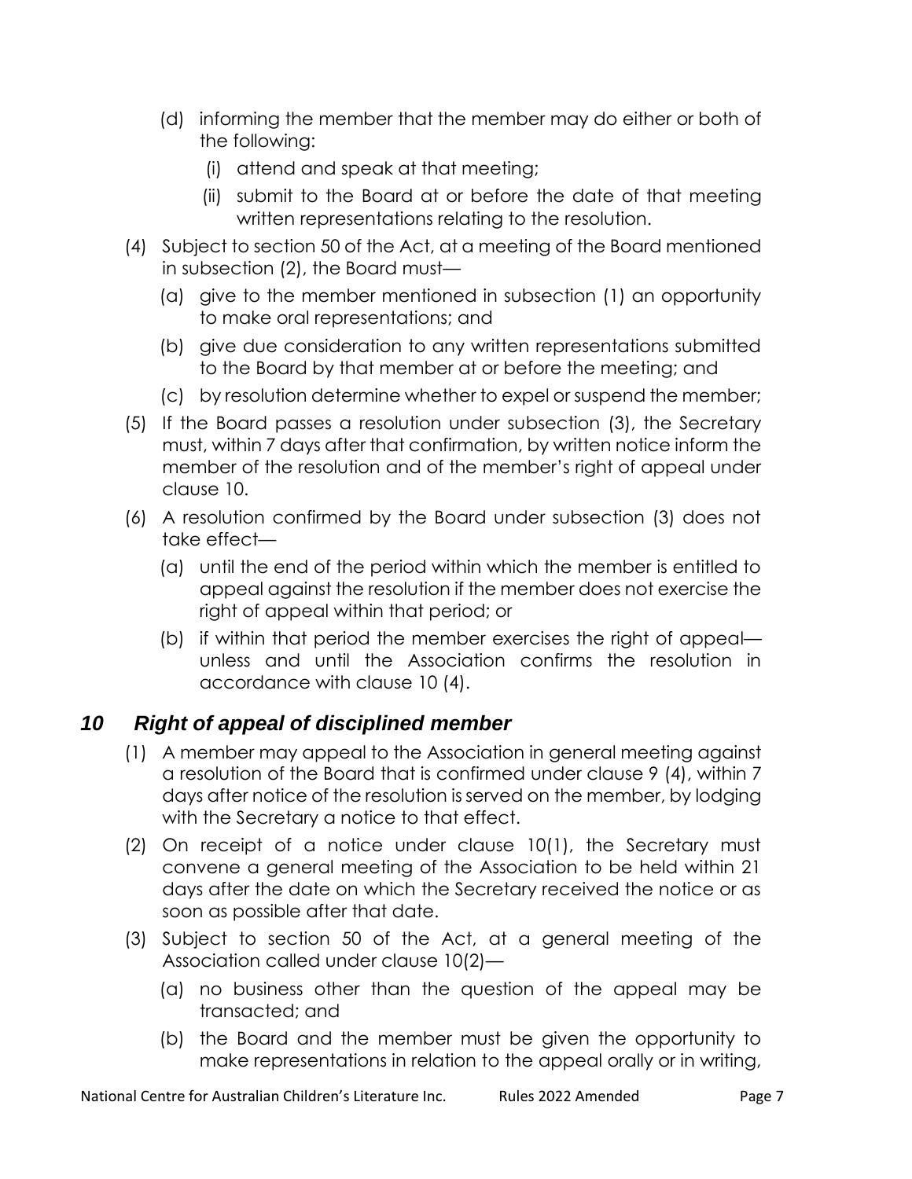(d) informing the member that the member may do either or both of the following:

   (i) attend and speak at that meeting;

   (ii) submit to the Board at or before the date of that meeting written representations relating to the resolution.

(4) Subject to section 50 of the Act, at a meeting of the Board mentioned in subsection (2), the Board must—

   (a) give to the member mentioned in subsection (1) an opportunity to make oral representations; and

   (b) give due consideration to any written representations submitted to the Board by that member at or before the meeting; and

   (c) by resolution determine whether to expel or suspend the member;

(5) If the Board passes a resolution under subsection (3), the Secretary must, within 7 days after that confirmation, by written notice inform the member of the resolution and of the member's right of appeal under clause 10.

(6) A resolution confirmed by the Board under subsection (3) does not take effect—

   (a) until the end of the period within which the member is entitled to appeal against the resolution if the member does not exercise the right of appeal within that period; or

   (b) if within that period the member exercises the right of appeal—unless and until the Association confirms the resolution in accordance with clause 10 (4).

## *10 Right of appeal of disciplined member*

(1) A member may appeal to the Association in general meeting against a resolution of the Board that is confirmed under clause 9 (4), within 7 days after notice of the resolution is served on the member, by lodging with the Secretary a notice to that effect.

(2) On receipt of a notice under clause 10(1), the Secretary must convene a general meeting of the Association to be held within 21 days after the date on which the Secretary received the notice or as soon as possible after that date.

(3) Subject to section 50 of the Act, at a general meeting of the Association called under clause 10(2)—

   (a) no business other than the question of the appeal may be transacted; and

   (b) the Board and the member must be given the opportunity to make representations in relation to the appeal orally or in writing,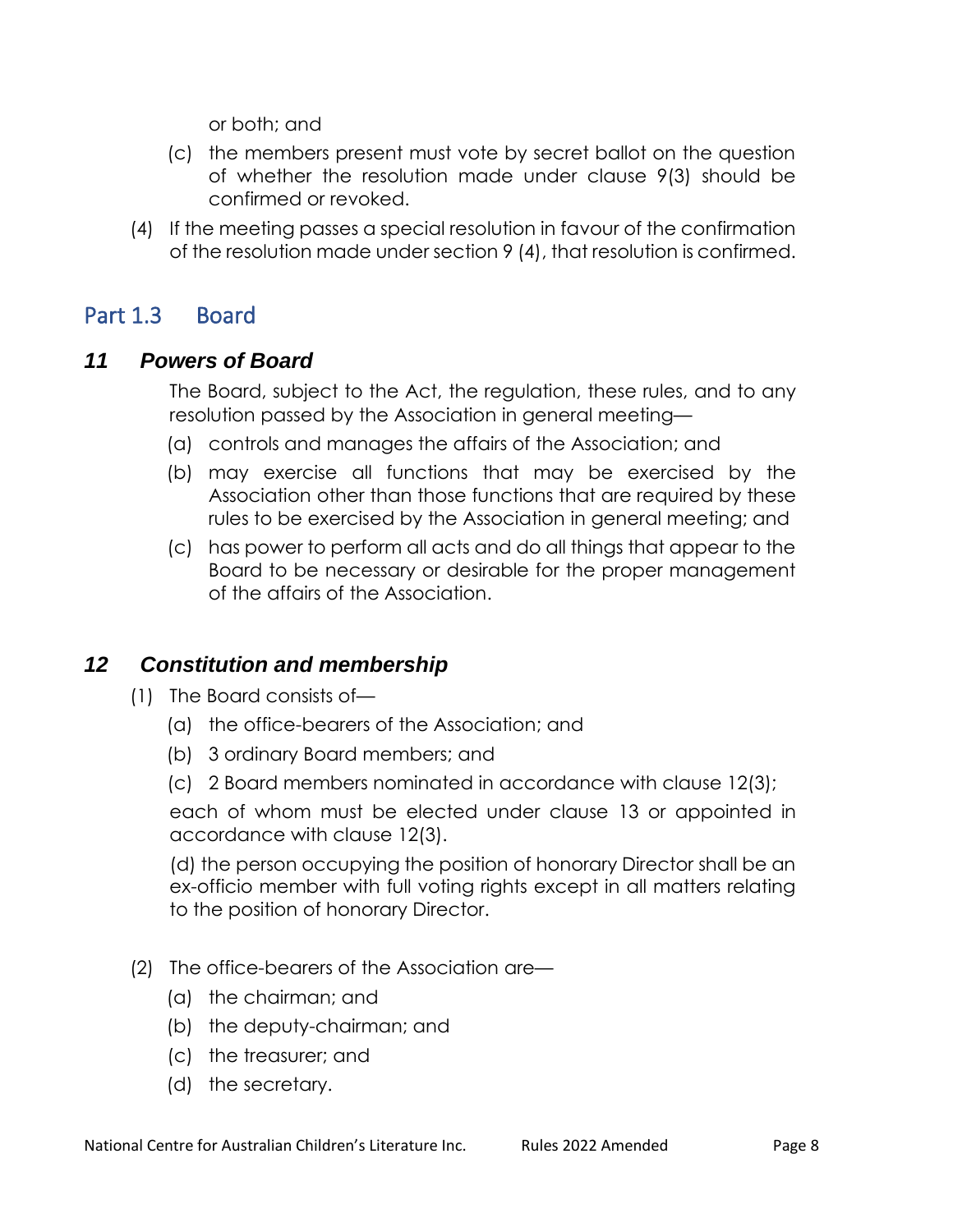or both; and

(c) the members present must vote by secret ballot on the question of whether the resolution made under clause 9(3) should be confirmed or revoked.

(4) If the meeting passes a special resolution in favour of the confirmation of the resolution made under section 9 (4), that resolution is confirmed.

## Part 1.3 Board

### *11 Powers of Board*

The Board, subject to the Act, the regulation, these rules, and to any resolution passed by the Association in general meeting—

(a) controls and manages the affairs of the Association; and

(b) may exercise all functions that may be exercised by the Association other than those functions that are required by these rules to be exercised by the Association in general meeting; and

(c) has power to perform all acts and do all things that appear to the Board to be necessary or desirable for the proper management of the affairs of the Association.

### *12 Constitution and membership*

(1) The Board consists of—

(a) the office-bearers of the Association; and

(b) 3 ordinary Board members; and

(c) 2 Board members nominated in accordance with clause 12(3);

each of whom must be elected under clause 13 or appointed in accordance with clause 12(3).

(d) the person occupying the position of honorary Director shall be an ex-officio member with full voting rights except in all matters relating to the position of honorary Director.

(2) The office-bearers of the Association are—

(a) the chairman; and

(b) the deputy-chairman; and

(c) the treasurer; and

(d) the secretary.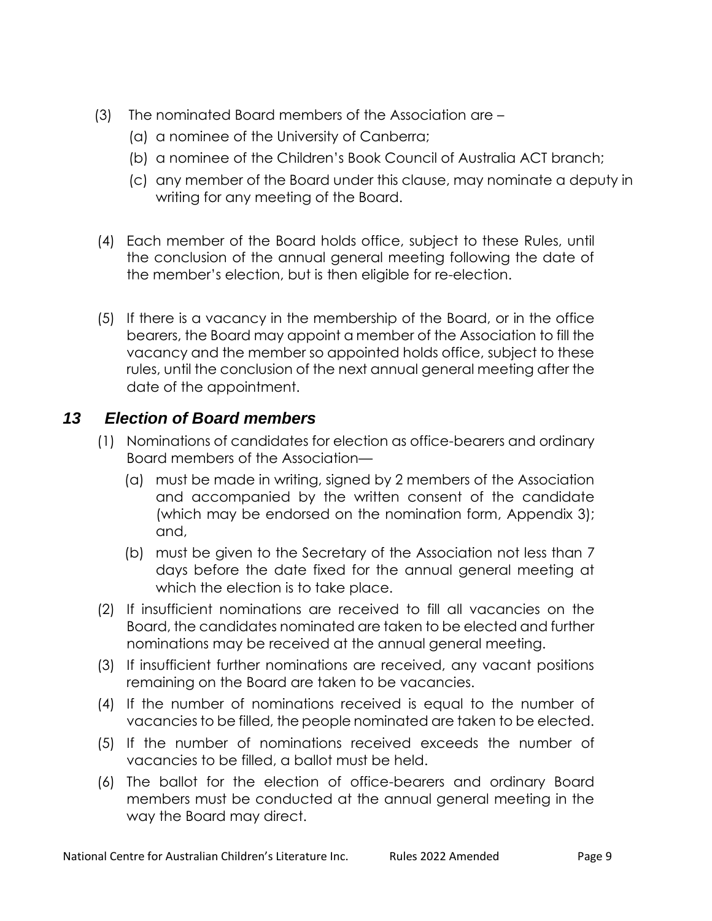(3) The nominated Board members of the Association are –

  (a) a nominee of the University of Canberra;

  (b) a nominee of the Children's Book Council of Australia ACT branch;

  (c) any member of the Board under this clause, may nominate a deputy in writing for any meeting of the Board.

(4) Each member of the Board holds office, subject to these Rules, until the conclusion of the annual general meeting following the date of the member's election, but is then eligible for re-election.

(5) If there is a vacancy in the membership of the Board, or in the office bearers, the Board may appoint a member of the Association to fill the vacancy and the member so appointed holds office, subject to these rules, until the conclusion of the next annual general meeting after the date of the appointment.

## *13 Election of Board members*

(1) Nominations of candidates for election as office-bearers and ordinary Board members of the Association—

  (a) must be made in writing, signed by 2 members of the Association and accompanied by the written consent of the candidate (which may be endorsed on the nomination form, Appendix 3); and,

  (b) must be given to the Secretary of the Association not less than 7 days before the date fixed for the annual general meeting at which the election is to take place.

(2) If insufficient nominations are received to fill all vacancies on the Board, the candidates nominated are taken to be elected and further nominations may be received at the annual general meeting.

(3) If insufficient further nominations are received, any vacant positions remaining on the Board are taken to be vacancies.

(4) If the number of nominations received is equal to the number of vacancies to be filled, the people nominated are taken to be elected.

(5) If the number of nominations received exceeds the number of vacancies to be filled, a ballot must be held.

(6) The ballot for the election of office-bearers and ordinary Board members must be conducted at the annual general meeting in the way the Board may direct.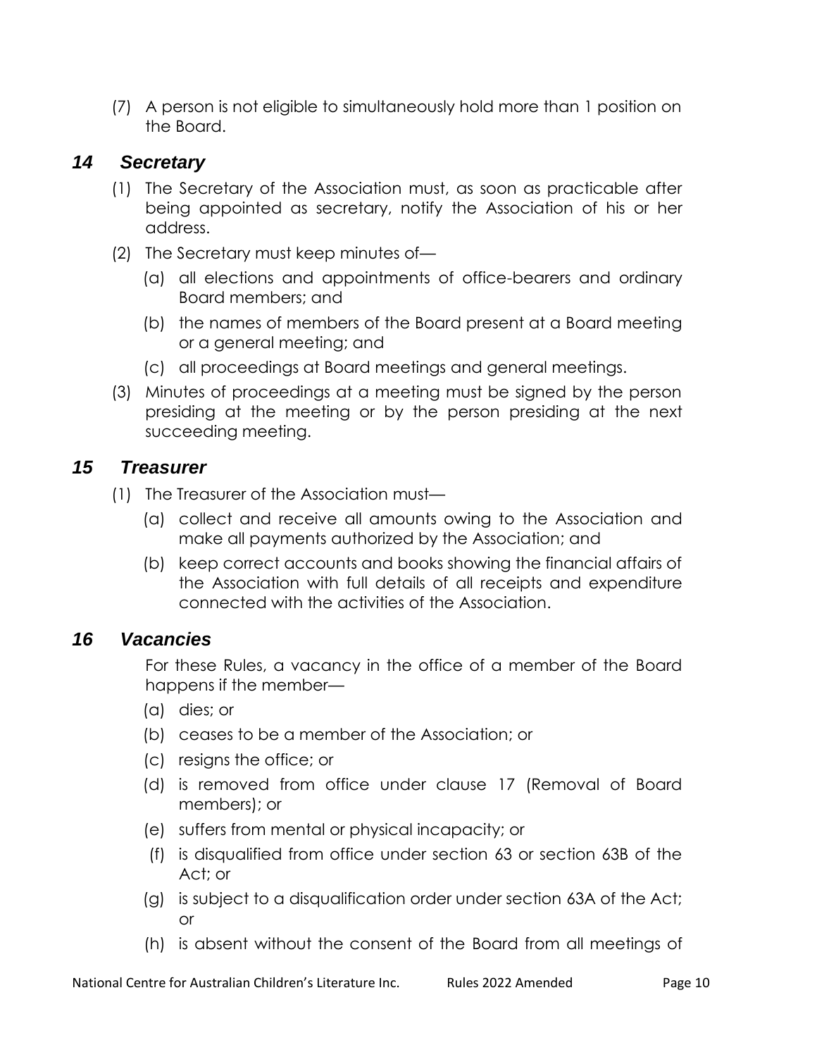(7) A person is not eligible to simultaneously hold more than 1 position on the Board.

## *14 Secretary*

(1) The Secretary of the Association must, as soon as practicable after being appointed as secretary, notify the Association of his or her address.

(2) The Secretary must keep minutes of—

(a) all elections and appointments of office-bearers and ordinary Board members; and

(b) the names of members of the Board present at a Board meeting or a general meeting; and

(c) all proceedings at Board meetings and general meetings.

(3) Minutes of proceedings at a meeting must be signed by the person presiding at the meeting or by the person presiding at the next succeeding meeting.

## *15 Treasurer*

(1) The Treasurer of the Association must—

(a) collect and receive all amounts owing to the Association and make all payments authorized by the Association; and

(b) keep correct accounts and books showing the financial affairs of the Association with full details of all receipts and expenditure connected with the activities of the Association.

## *16 Vacancies*

For these Rules, a vacancy in the office of a member of the Board happens if the member—

(a) dies; or

(b) ceases to be a member of the Association; or

(c) resigns the office; or

(d) is removed from office under clause 17 (Removal of Board members); or

(e) suffers from mental or physical incapacity; or

(f) is disqualified from office under section 63 or section 63B of the Act; or

(g) is subject to a disqualification order under section 63A of the Act; or

(h) is absent without the consent of the Board from all meetings of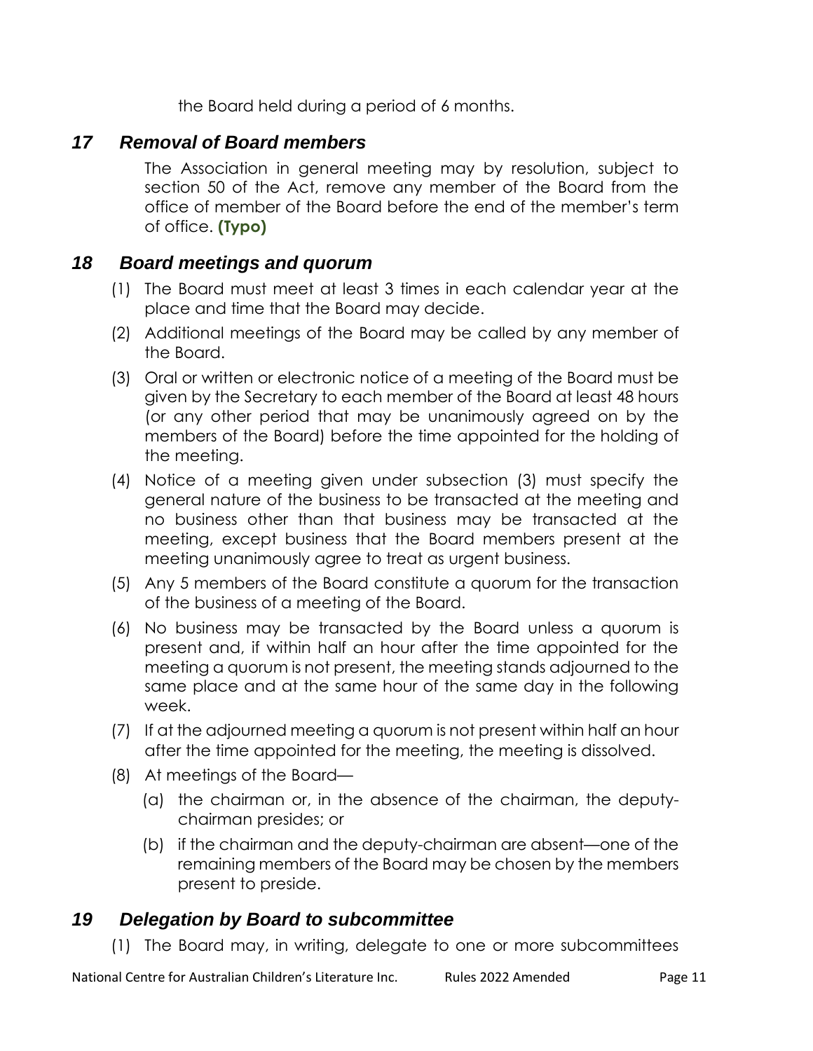the Board held during a period of 6 months.

## *17 Removal of Board members*

The Association in general meeting may by resolution, subject to section 50 of the Act, remove any member of the Board from the office of member of the Board before the end of the member's term of office. **(Typo)**

## *18 Board meetings and quorum*

(1) The Board must meet at least 3 times in each calendar year at the place and time that the Board may decide.

(2) Additional meetings of the Board may be called by any member of the Board.

(3) Oral or written or electronic notice of a meeting of the Board must be given by the Secretary to each member of the Board at least 48 hours (or any other period that may be unanimously agreed on by the members of the Board) before the time appointed for the holding of the meeting.

(4) Notice of a meeting given under subsection (3) must specify the general nature of the business to be transacted at the meeting and no business other than that business may be transacted at the meeting, except business that the Board members present at the meeting unanimously agree to treat as urgent business.

(5) Any 5 members of the Board constitute a quorum for the transaction of the business of a meeting of the Board.

(6) No business may be transacted by the Board unless a quorum is present and, if within half an hour after the time appointed for the meeting a quorum is not present, the meeting stands adjourned to the same place and at the same hour of the same day in the following week.

(7) If at the adjourned meeting a quorum is not present within half an hour after the time appointed for the meeting, the meeting is dissolved.

(8) At meetings of the Board—

  (a) the chairman or, in the absence of the chairman, the deputy-chairman presides; or

  (b) if the chairman and the deputy-chairman are absent—one of the remaining members of the Board may be chosen by the members present to preside.

## *19 Delegation by Board to subcommittee*

(1) The Board may, in writing, delegate to one or more subcommittees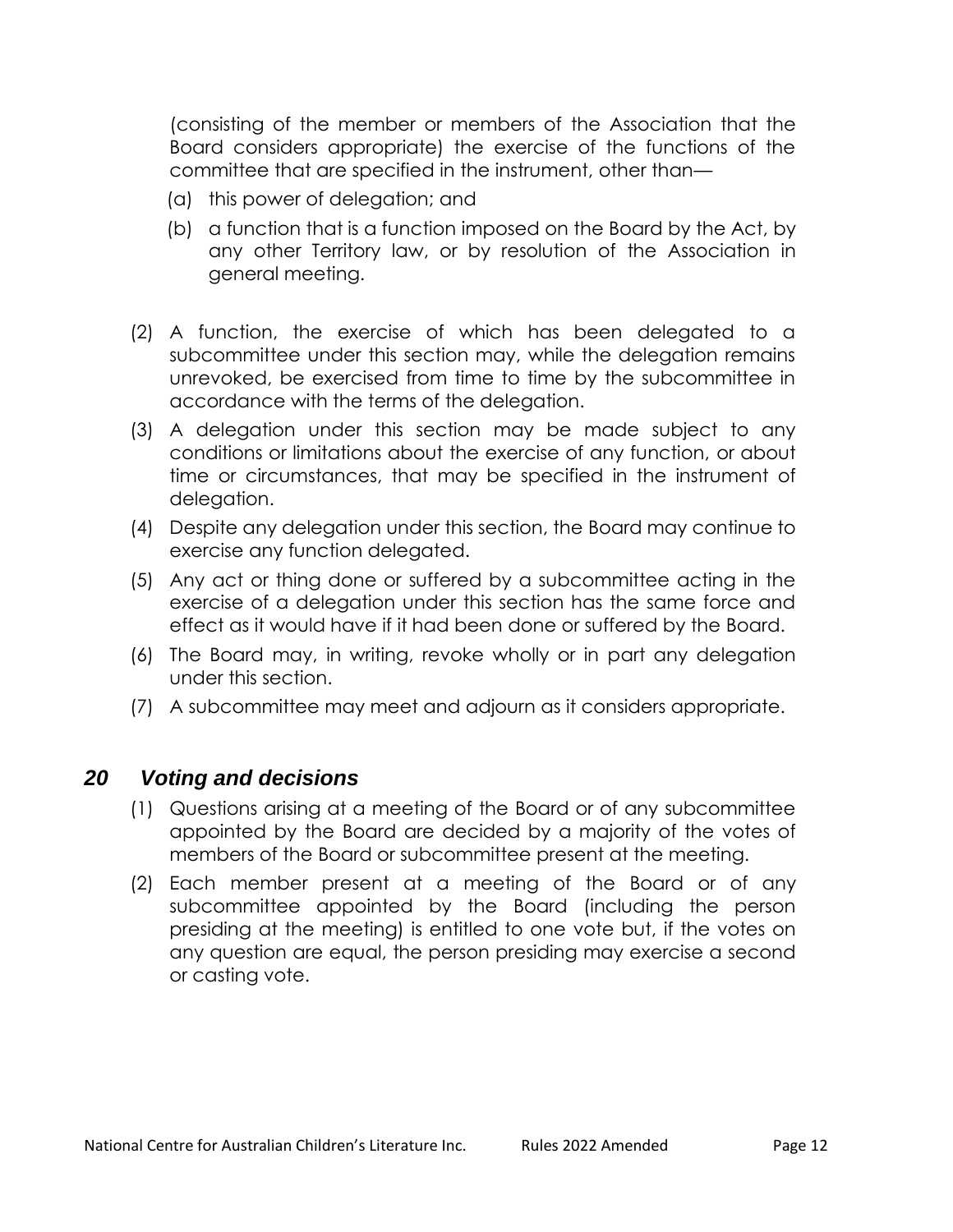(consisting of the member or members of the Association that the Board considers appropriate) the exercise of the functions of the committee that are specified in the instrument, other than—

(a) this power of delegation; and

(b) a function that is a function imposed on the Board by the Act, by any other Territory law, or by resolution of the Association in general meeting.

(2) A function, the exercise of which has been delegated to a subcommittee under this section may, while the delegation remains unrevoked, be exercised from time to time by the subcommittee in accordance with the terms of the delegation.

(3) A delegation under this section may be made subject to any conditions or limitations about the exercise of any function, or about time or circumstances, that may be specified in the instrument of delegation.

(4) Despite any delegation under this section, the Board may continue to exercise any function delegated.

(5) Any act or thing done or suffered by a subcommittee acting in the exercise of a delegation under this section has the same force and effect as it would have if it had been done or suffered by the Board.

(6) The Board may, in writing, revoke wholly or in part any delegation under this section.

(7) A subcommittee may meet and adjourn as it considers appropriate.

## *20 Voting and decisions*

(1) Questions arising at a meeting of the Board or of any subcommittee appointed by the Board are decided by a majority of the votes of members of the Board or subcommittee present at the meeting.

(2) Each member present at a meeting of the Board or of any subcommittee appointed by the Board (including the person presiding at the meeting) is entitled to one vote but, if the votes on any question are equal, the person presiding may exercise a second or casting vote.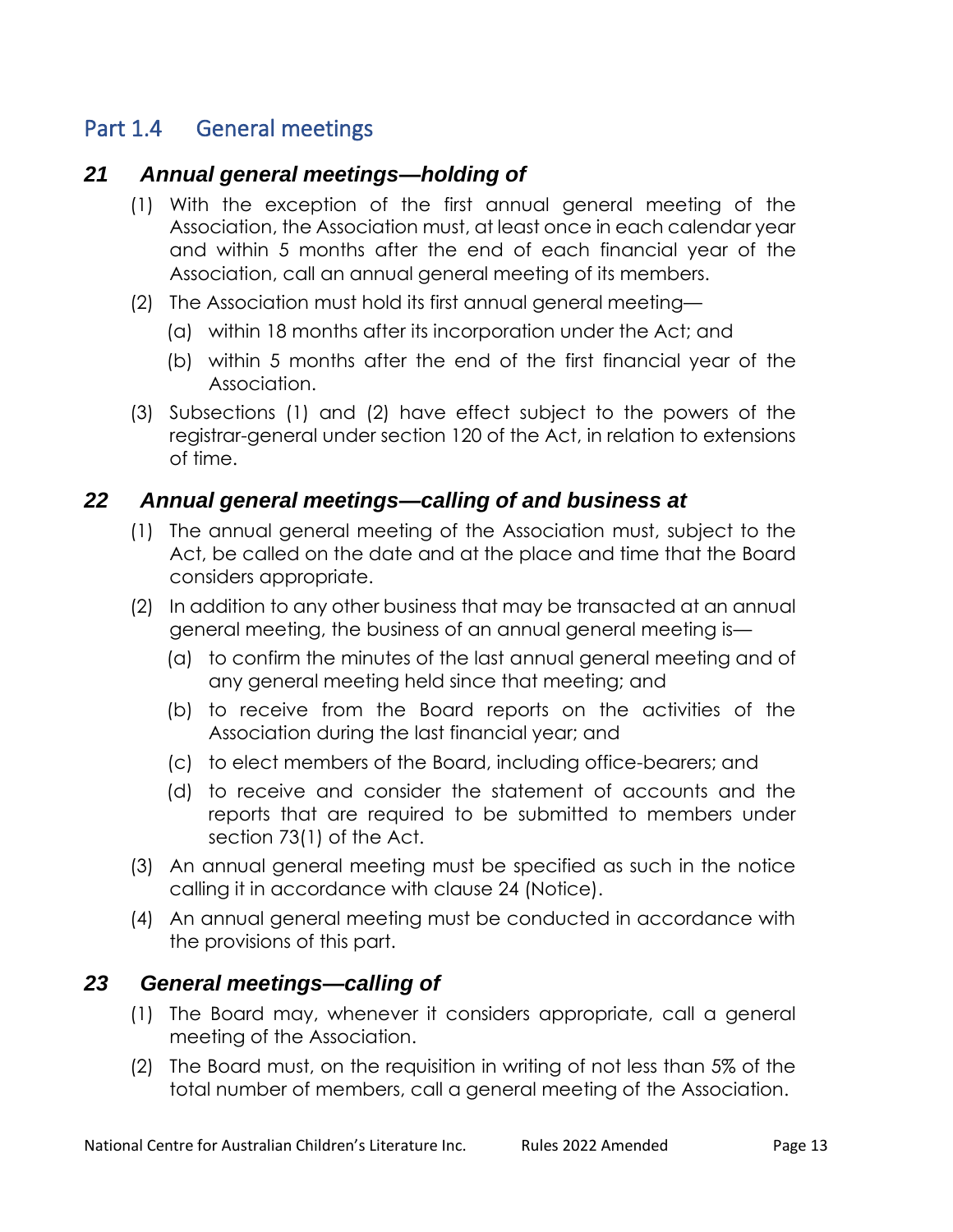## Part 1.4 General meetings

### *21 Annual general meetings—holding of*

(1) With the exception of the first annual general meeting of the Association, the Association must, at least once in each calendar year and within 5 months after the end of each financial year of the Association, call an annual general meeting of its members.

(2) The Association must hold its first annual general meeting—

(a) within 18 months after its incorporation under the Act; and

(b) within 5 months after the end of the first financial year of the Association.

(3) Subsections (1) and (2) have effect subject to the powers of the registrar-general under section 120 of the Act, in relation to extensions of time.

### *22 Annual general meetings—calling of and business at*

(1) The annual general meeting of the Association must, subject to the Act, be called on the date and at the place and time that the Board considers appropriate.

(2) In addition to any other business that may be transacted at an annual general meeting, the business of an annual general meeting is—

(a) to confirm the minutes of the last annual general meeting and of any general meeting held since that meeting; and

(b) to receive from the Board reports on the activities of the Association during the last financial year; and

(c) to elect members of the Board, including office-bearers; and

(d) to receive and consider the statement of accounts and the reports that are required to be submitted to members under section 73(1) of the Act.

(3) An annual general meeting must be specified as such in the notice calling it in accordance with clause 24 (Notice).

(4) An annual general meeting must be conducted in accordance with the provisions of this part.

### *23 General meetings—calling of*

(1) The Board may, whenever it considers appropriate, call a general meeting of the Association.

(2) The Board must, on the requisition in writing of not less than 5% of the total number of members, call a general meeting of the Association.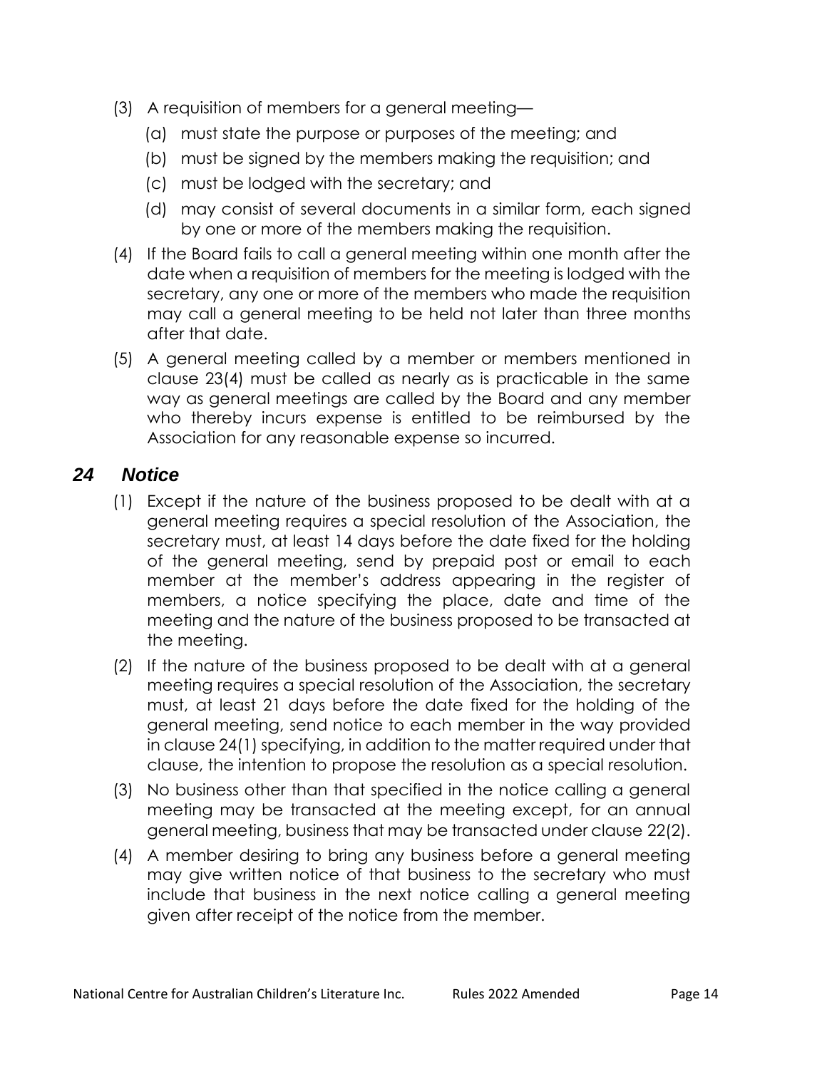(3) A requisition of members for a general meeting—

  (a) must state the purpose or purposes of the meeting; and

  (b) must be signed by the members making the requisition; and

  (c) must be lodged with the secretary; and

  (d) may consist of several documents in a similar form, each signed by one or more of the members making the requisition.

(4) If the Board fails to call a general meeting within one month after the date when a requisition of members for the meeting is lodged with the secretary, any one or more of the members who made the requisition may call a general meeting to be held not later than three months after that date.

(5) A general meeting called by a member or members mentioned in clause 23(4) must be called as nearly as is practicable in the same way as general meetings are called by the Board and any member who thereby incurs expense is entitled to be reimbursed by the Association for any reasonable expense so incurred.

## *24 Notice*

(1) Except if the nature of the business proposed to be dealt with at a general meeting requires a special resolution of the Association, the secretary must, at least 14 days before the date fixed for the holding of the general meeting, send by prepaid post or email to each member at the member's address appearing in the register of members, a notice specifying the place, date and time of the meeting and the nature of the business proposed to be transacted at the meeting.

(2) If the nature of the business proposed to be dealt with at a general meeting requires a special resolution of the Association, the secretary must, at least 21 days before the date fixed for the holding of the general meeting, send notice to each member in the way provided in clause 24(1) specifying, in addition to the matter required under that clause, the intention to propose the resolution as a special resolution.

(3) No business other than that specified in the notice calling a general meeting may be transacted at the meeting except, for an annual general meeting, business that may be transacted under clause 22(2).

(4) A member desiring to bring any business before a general meeting may give written notice of that business to the secretary who must include that business in the next notice calling a general meeting given after receipt of the notice from the member.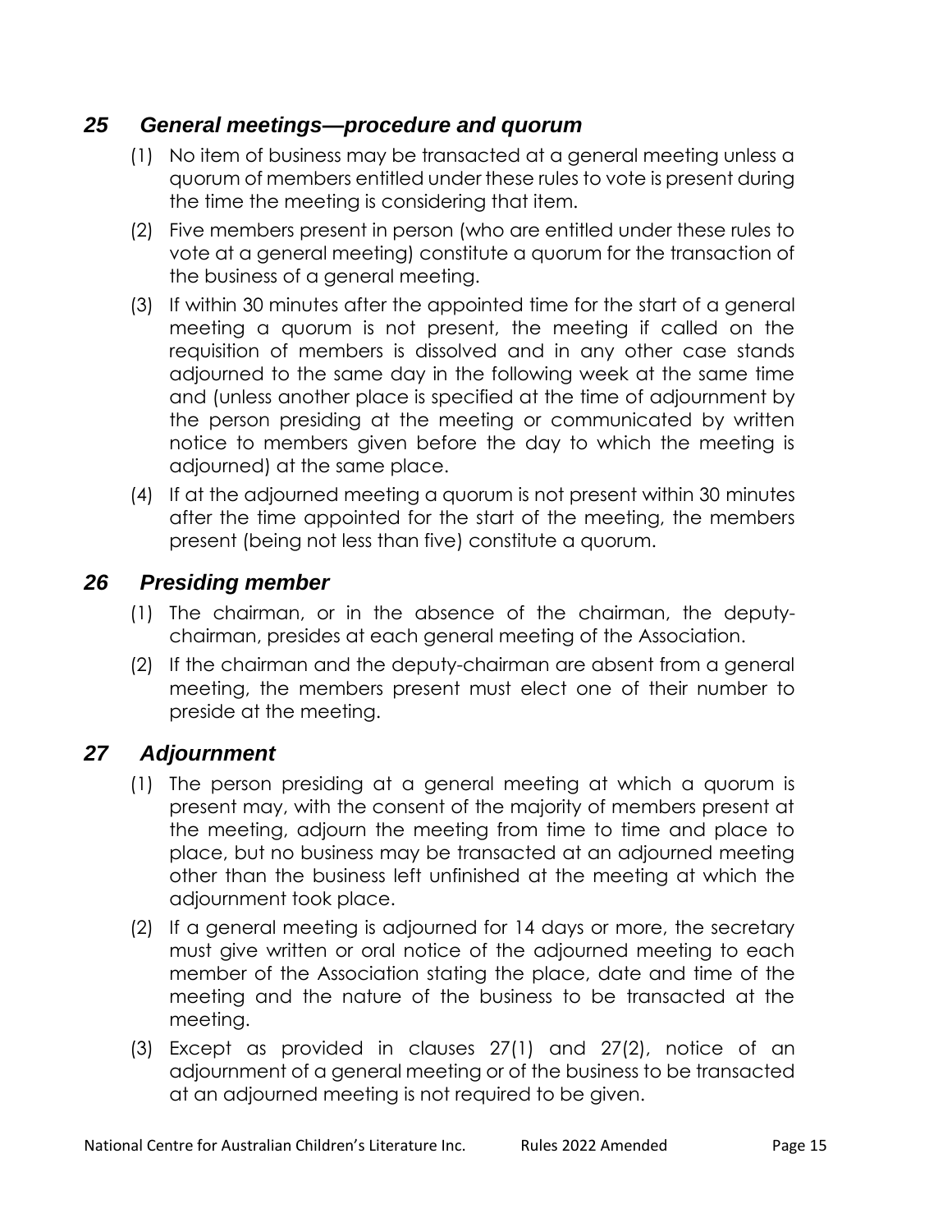## 25 General meetings—procedure and quorum

(1) No item of business may be transacted at a general meeting unless a quorum of members entitled under these rules to vote is present during the time the meeting is considering that item.

(2) Five members present in person (who are entitled under these rules to vote at a general meeting) constitute a quorum for the transaction of the business of a general meeting.

(3) If within 30 minutes after the appointed time for the start of a general meeting a quorum is not present, the meeting if called on the requisition of members is dissolved and in any other case stands adjourned to the same day in the following week at the same time and (unless another place is specified at the time of adjournment by the person presiding at the meeting or communicated by written notice to members given before the day to which the meeting is adjourned) at the same place.

(4) If at the adjourned meeting a quorum is not present within 30 minutes after the time appointed for the start of the meeting, the members present (being not less than five) constitute a quorum.

## 26 Presiding member

(1) The chairman, or in the absence of the chairman, the deputy-chairman, presides at each general meeting of the Association.

(2) If the chairman and the deputy-chairman are absent from a general meeting, the members present must elect one of their number to preside at the meeting.

## 27 Adjournment

(1) The person presiding at a general meeting at which a quorum is present may, with the consent of the majority of members present at the meeting, adjourn the meeting from time to time and place to place, but no business may be transacted at an adjourned meeting other than the business left unfinished at the meeting at which the adjournment took place.

(2) If a general meeting is adjourned for 14 days or more, the secretary must give written or oral notice of the adjourned meeting to each member of the Association stating the place, date and time of the meeting and the nature of the business to be transacted at the meeting.

(3) Except as provided in clauses 27(1) and 27(2), notice of an adjournment of a general meeting or of the business to be transacted at an adjourned meeting is not required to be given.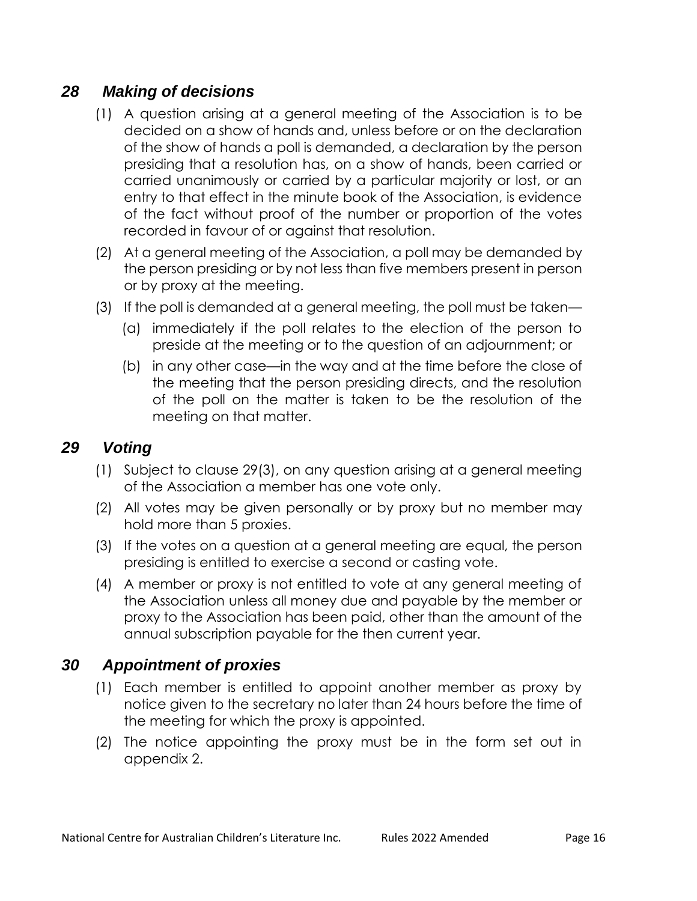## *28 Making of decisions*

(1) A question arising at a general meeting of the Association is to be decided on a show of hands and, unless before or on the declaration of the show of hands a poll is demanded, a declaration by the person presiding that a resolution has, on a show of hands, been carried or carried unanimously or carried by a particular majority or lost, or an entry to that effect in the minute book of the Association, is evidence of the fact without proof of the number or proportion of the votes recorded in favour of or against that resolution.

(2) At a general meeting of the Association, a poll may be demanded by the person presiding or by not less than five members present in person or by proxy at the meeting.

(3) If the poll is demanded at a general meeting, the poll must be taken—

(a) immediately if the poll relates to the election of the person to preside at the meeting or to the question of an adjournment; or

(b) in any other case—in the way and at the time before the close of the meeting that the person presiding directs, and the resolution of the poll on the matter is taken to be the resolution of the meeting on that matter.

## *29 Voting*

(1) Subject to clause 29(3), on any question arising at a general meeting of the Association a member has one vote only.

(2) All votes may be given personally or by proxy but no member may hold more than 5 proxies.

(3) If the votes on a question at a general meeting are equal, the person presiding is entitled to exercise a second or casting vote.

(4) A member or proxy is not entitled to vote at any general meeting of the Association unless all money due and payable by the member or proxy to the Association has been paid, other than the amount of the annual subscription payable for the then current year.

## *30 Appointment of proxies*

(1) Each member is entitled to appoint another member as proxy by notice given to the secretary no later than 24 hours before the time of the meeting for which the proxy is appointed.

(2) The notice appointing the proxy must be in the form set out in appendix 2.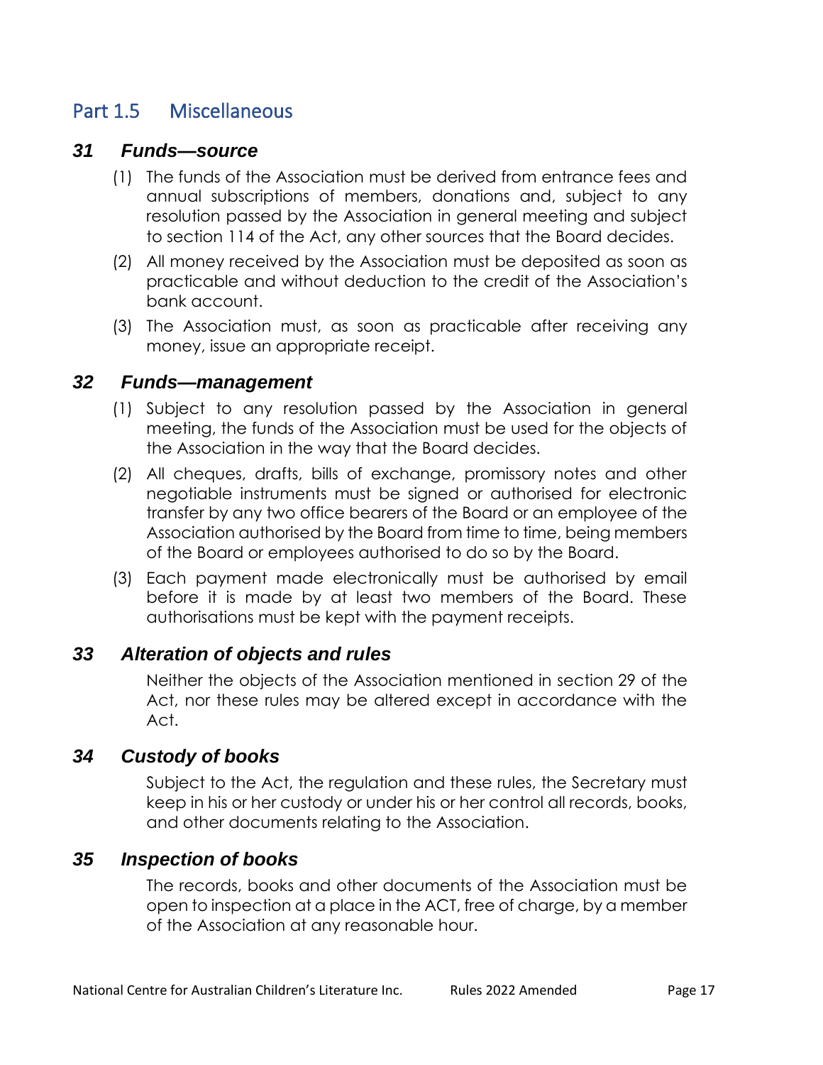## Part 1.5 Miscellaneous

### *31 Funds—source*

(1) The funds of the Association must be derived from entrance fees and annual subscriptions of members, donations and, subject to any resolution passed by the Association in general meeting and subject to section 114 of the Act, any other sources that the Board decides.

(2) All money received by the Association must be deposited as soon as practicable and without deduction to the credit of the Association's bank account.

(3) The Association must, as soon as practicable after receiving any money, issue an appropriate receipt.

### *32 Funds—management*

(1) Subject to any resolution passed by the Association in general meeting, the funds of the Association must be used for the objects of the Association in the way that the Board decides.

(2) All cheques, drafts, bills of exchange, promissory notes and other negotiable instruments must be signed or authorised for electronic transfer by any two office bearers of the Board or an employee of the Association authorised by the Board from time to time, being members of the Board or employees authorised to do so by the Board.

(3) Each payment made electronically must be authorised by email before it is made by at least two members of the Board. These authorisations must be kept with the payment receipts.

### *33 Alteration of objects and rules*

Neither the objects of the Association mentioned in section 29 of the Act, nor these rules may be altered except in accordance with the Act.

### *34 Custody of books*

Subject to the Act, the regulation and these rules, the Secretary must keep in his or her custody or under his or her control all records, books, and other documents relating to the Association.

### *35 Inspection of books*

The records, books and other documents of the Association must be open to inspection at a place in the ACT, free of charge, by a member of the Association at any reasonable hour.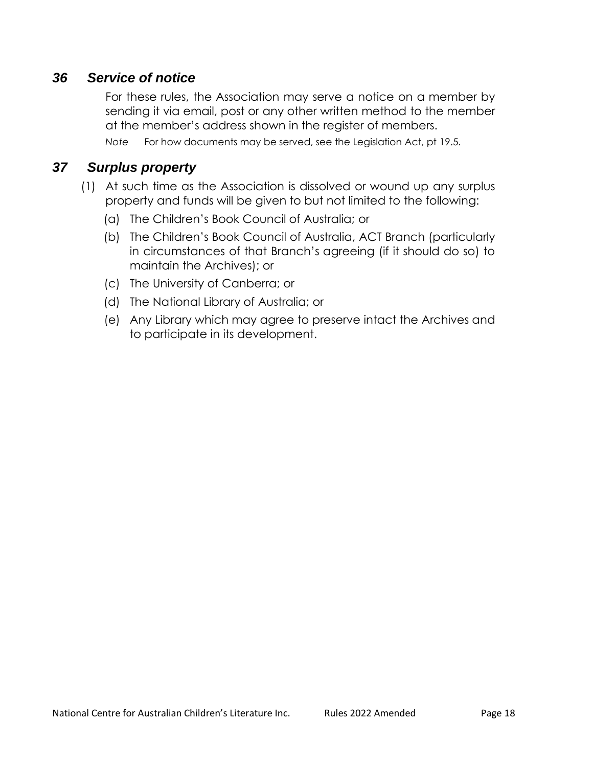## *36 Service of notice*

For these rules, the Association may serve a notice on a member by sending it via email, post or any other written method to the member at the member's address shown in the register of members.

*Note* For how documents may be served, see the Legislation Act, pt 19.5.

## *37 Surplus property*

(1) At such time as the Association is dissolved or wound up any surplus property and funds will be given to but not limited to the following:

(a) The Children's Book Council of Australia; or

(b) The Children's Book Council of Australia, ACT Branch (particularly in circumstances of that Branch's agreeing (if it should do so) to maintain the Archives); or

(c) The University of Canberra; or

(d) The National Library of Australia; or

(e) Any Library which may agree to preserve intact the Archives and to participate in its development.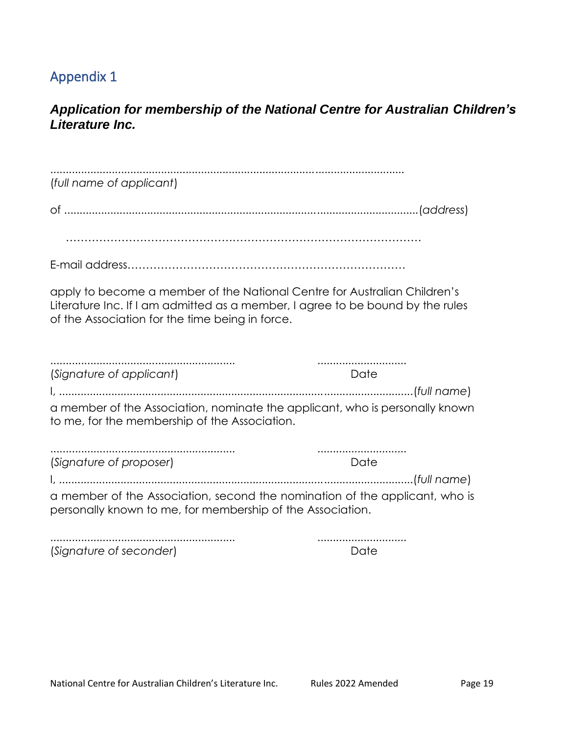## Appendix 1

### ***Application for membership of the National Centre for Australian Children's Literature Inc.***

......................................................................................................................
(*full name of applicant*)

of ......................................................................................................................(*address*)

……………………………………………………………………………………

E-mail address…………………………………………………………………

apply to become a member of the National Centre for Australian Children's Literature Inc. If I am admitted as a member, I agree to be bound by the rules of the Association for the time being in force.

............................................................ .............................
(*Signature of applicant*) Date

I, ......................................................................................................................(*full name*)

a member of the Association, nominate the applicant, who is personally known to me, for the membership of the Association.

............................................................ .............................
(*Signature of proposer*) Date

I, ......................................................................................................................(*full name*)

a member of the Association, second the nomination of the applicant, who is personally known to me, for membership of the Association.

............................................................ .............................
(*Signature of seconder*) Date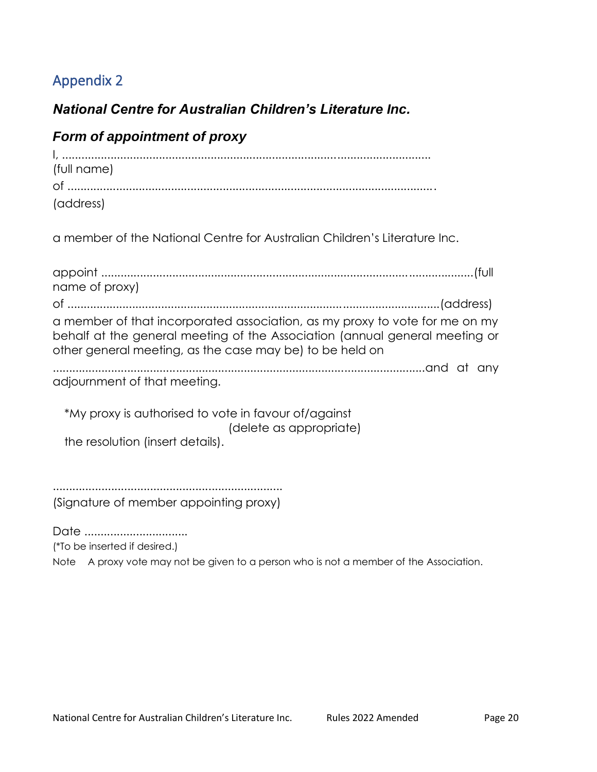## Appendix 2

### *National Centre for Australian Children's Literature Inc.*

### *Form of appointment of proxy*

I, ..................................................................................................................
(full name)

of ..................................................................................................................
(address)

a member of the National Centre for Australian Children's Literature Inc.

appoint ..................................................................................................................(full name of proxy)

of ..................................................................................................................(address)

a member of that incorporated association, as my proxy to vote for me on my behalf at the general meeting of the Association (annual general meeting or other general meeting, as the case may be) to be held on

..................................................................................................................and at any adjournment of that meeting.

*My proxy is authorised to vote in favour of/against
(delete as appropriate)
the resolution (insert details).

.......................................................................
(Signature of member appointing proxy)

Date ................................

(*To be inserted if desired.)

Note A proxy vote may not be given to a person who is not a member of the Association.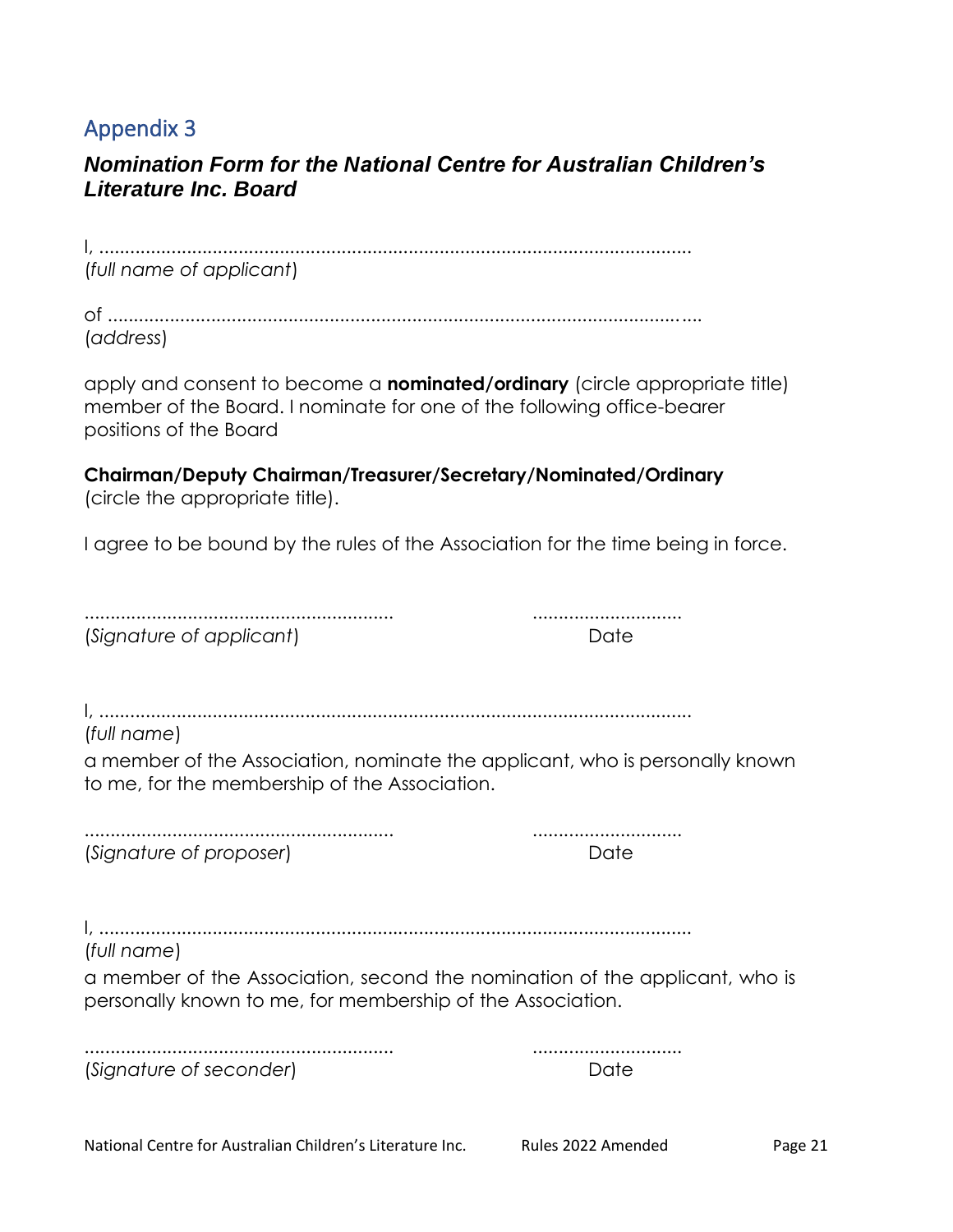## Appendix 3

### *Nomination Form for the National Centre for Australian Children's Literature Inc. Board*

I, ......................................................................................................................
(*full name of applicant*)

of ....................................................................................................................
(*address*)

apply and consent to become a **nominated/ordinary** (circle appropriate title) member of the Board. I nominate for one of the following office-bearer positions of the Board

**Chairman/Deputy Chairman/Treasurer/Secretary/Nominated/Ordinary** (circle the appropriate title).

I agree to be bound by the rules of the Association for the time being in force.

............................................................ .............................
(*Signature of applicant*) Date

I, ......................................................................................................................
(*full name*)

a member of the Association, nominate the applicant, who is personally known to me, for the membership of the Association.

............................................................ .............................
(*Signature of proposer*) Date

I, ......................................................................................................................
(*full name*)

a member of the Association, second the nomination of the applicant, who is personally known to me, for membership of the Association.

............................................................ .............................
(*Signature of seconder*) Date